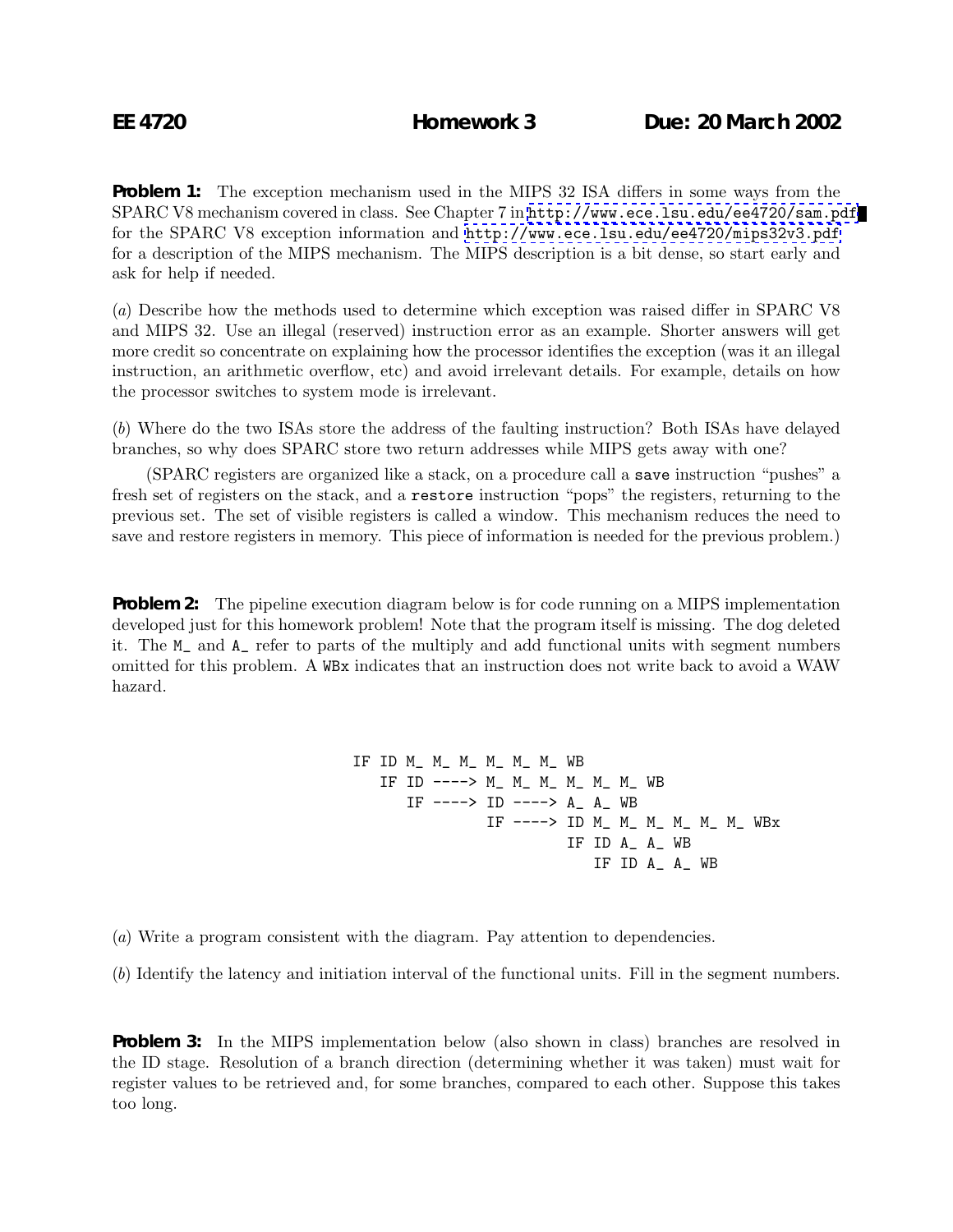**EE 4720** **Homework 3** **Due: 20 March 2002**

**Problem 1:** The exception mechanism used in the MIPS 32 ISA differs in some ways from the SPARC V8 mechanism covered in class. See Chapter 7 in http://www.ece.lsu.edu/ee4720/sam.pdf for the SPARC V8 exception information and http://www.ece.lsu.edu/ee4720/mips32v3.pdf for a description of the MIPS mechanism. The MIPS description is a bit dense, so start early and ask for help if needed.

(*a*) Describe how the methods used to determine which exception was raised differ in SPARC V8 and MIPS 32. Use an illegal (reserved) instruction error as an example. Shorter answers will get more credit so concentrate on explaining how the processor identifies the exception (was it an illegal instruction, an arithmetic overflow, etc) and avoid irrelevant details. For example, details on how the processor switches to system mode is irrelevant.

(*b*) Where do the two ISAs store the address of the faulting instruction? Both ISAs have delayed branches, so why does SPARC store two return addresses while MIPS gets away with one?

(SPARC registers are organized like a stack, on a procedure call a `save` instruction "pushes" a fresh set of registers on the stack, and a `restore` instruction "pops" the registers, returning to the previous set. The set of visible registers is called a window. This mechanism reduces the need to save and restore registers in memory. This piece of information is needed for the previous problem.)

**Problem 2:** The pipeline execution diagram below is for code running on a MIPS implementation developed just for this homework problem! Note that the program itself is missing. The dog deleted it. The `M_` and `A_` refer to parts of the multiply and add functional units with segment numbers omitted for this problem. A `WBx` indicates that an instruction does not write back to avoid a WAW hazard.

```
IF ID M_ M_ M_ M_ M_ M_ WB
   IF ID ----> M_ M_ M_ M_ M_ M_ WB
      IF ----> ID ----> A_ A_ WB
               IF ----> ID M_ M_ M_ M_ M_ M_ WBx
                        IF ID A_ A_ WB
                           IF ID A_ A_ WB
```

(*a*) Write a program consistent with the diagram. Pay attention to dependencies.

(*b*) Identify the latency and initiation interval of the functional units. Fill in the segment numbers.

**Problem 3:** In the MIPS implementation below (also shown in class) branches are resolved in the ID stage. Resolution of a branch direction (determining whether it was taken) must wait for register values to be retrieved and, for some branches, compared to each other. Suppose this takes too long.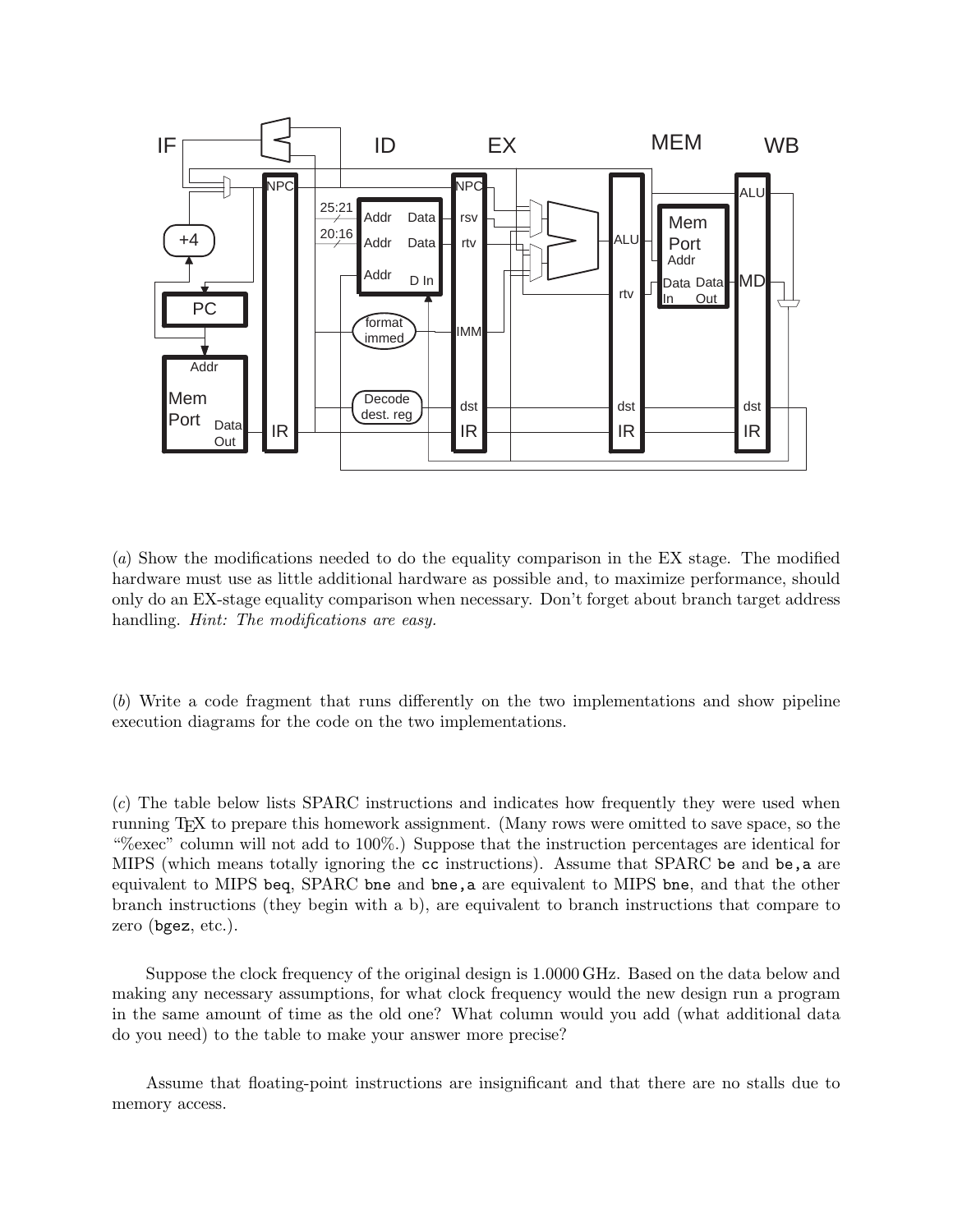(a) Show the modifications needed to do the equality comparison in the EX stage. The modified hardware must use as little additional hardware as possible and, to maximize performance, should only do an EX-stage equality comparison when necessary. Don't forget about branch target address handling. *Hint: The modifications are easy.*

(b) Write a code fragment that runs differently on the two implementations and show pipeline execution diagrams for the code on the two implementations.

(c) The table below lists SPARC instructions and indicates how frequently they were used when running TEX to prepare this homework assignment. (Many rows were omitted to save space, so the "%exec" column will not add to 100%.) Suppose that the instruction percentages are identical for MIPS (which means totally ignoring the `cc` instructions). Assume that SPARC `be` and `be,a` are equivalent to MIPS `beq`, SPARC `bne` and `bne,a` are equivalent to MIPS `bne`, and that the other branch instructions (they begin with a b), are equivalent to branch instructions that compare to zero (`bgez`, etc.).

Suppose the clock frequency of the original design is 1.0000 GHz. Based on the data below and making any necessary assumptions, for what clock frequency would the new design run a program in the same amount of time as the old one? What column would you add (what additional data do you need) to the table to make your answer more precise?

Assume that floating-point instructions are insignificant and that there are no stalls due to memory access.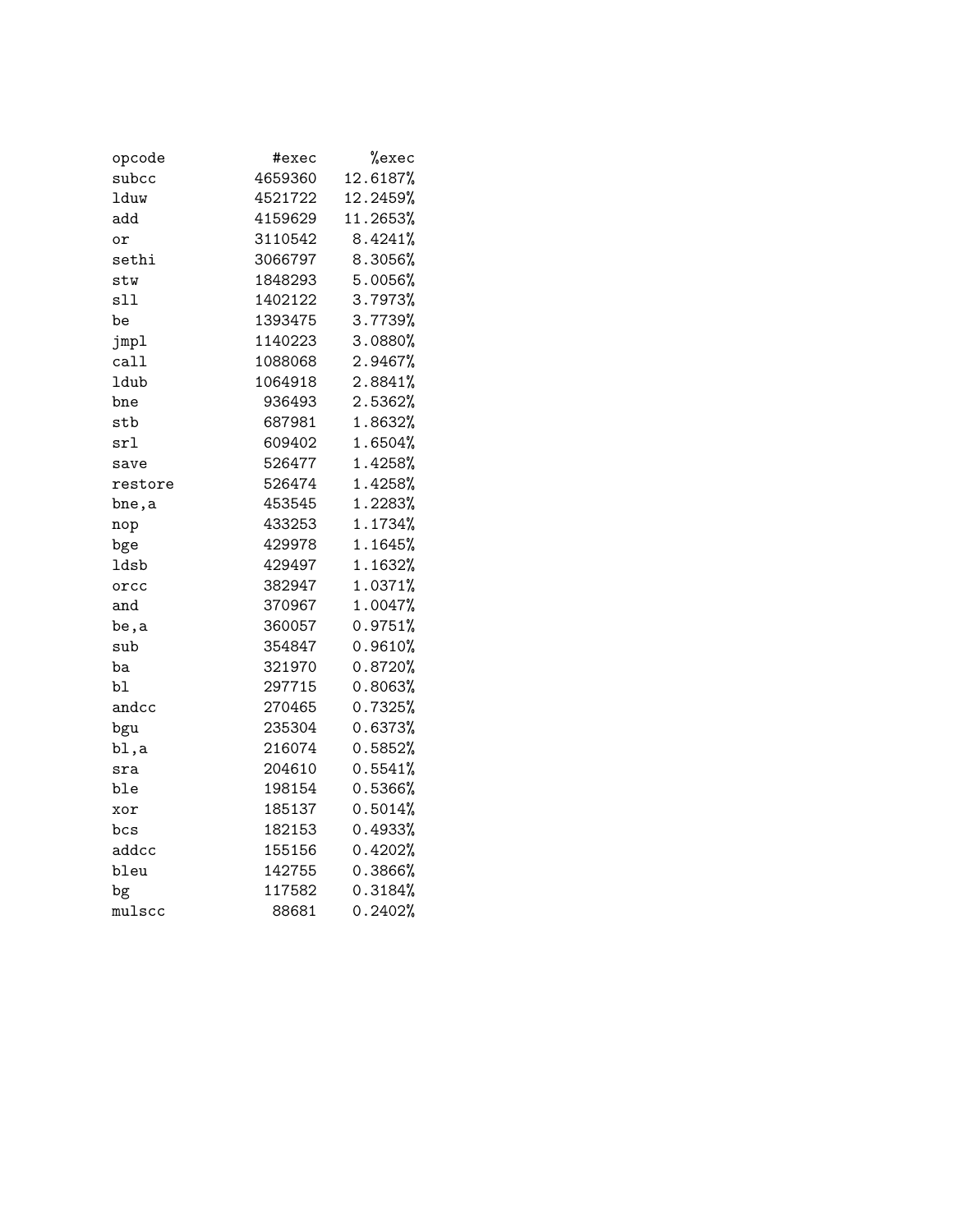| opcode | #exec | %exec |
| --- | --- | --- |
| subcc | 4659360 | 12.6187% |
| lduw | 4521722 | 12.2459% |
| add | 4159629 | 11.2653% |
| or | 3110542 | 8.4241% |
| sethi | 3066797 | 8.3056% |
| stw | 1848293 | 5.0056% |
| sll | 1402122 | 3.7973% |
| be | 1393475 | 3.7739% |
| jmpl | 1140223 | 3.0880% |
| call | 1088068 | 2.9467% |
| ldub | 1064918 | 2.8841% |
| bne | 936493 | 2.5362% |
| stb | 687981 | 1.8632% |
| srl | 609402 | 1.6504% |
| save | 526477 | 1.4258% |
| restore | 526474 | 1.4258% |
| bne,a | 453545 | 1.2283% |
| nop | 433253 | 1.1734% |
| bge | 429978 | 1.1645% |
| ldsb | 429497 | 1.1632% |
| orcc | 382947 | 1.0371% |
| and | 370967 | 1.0047% |
| be,a | 360057 | 0.9751% |
| sub | 354847 | 0.9610% |
| ba | 321970 | 0.8720% |
| bl | 297715 | 0.8063% |
| andcc | 270465 | 0.7325% |
| bgu | 235304 | 0.6373% |
| bl,a | 216074 | 0.5852% |
| sra | 204610 | 0.5541% |
| ble | 198154 | 0.5366% |
| xor | 185137 | 0.5014% |
| bcs | 182153 | 0.4933% |
| addcc | 155156 | 0.4202% |
| bleu | 142755 | 0.3866% |
| bg | 117582 | 0.3184% |
| mulscc | 88681 | 0.2402% |